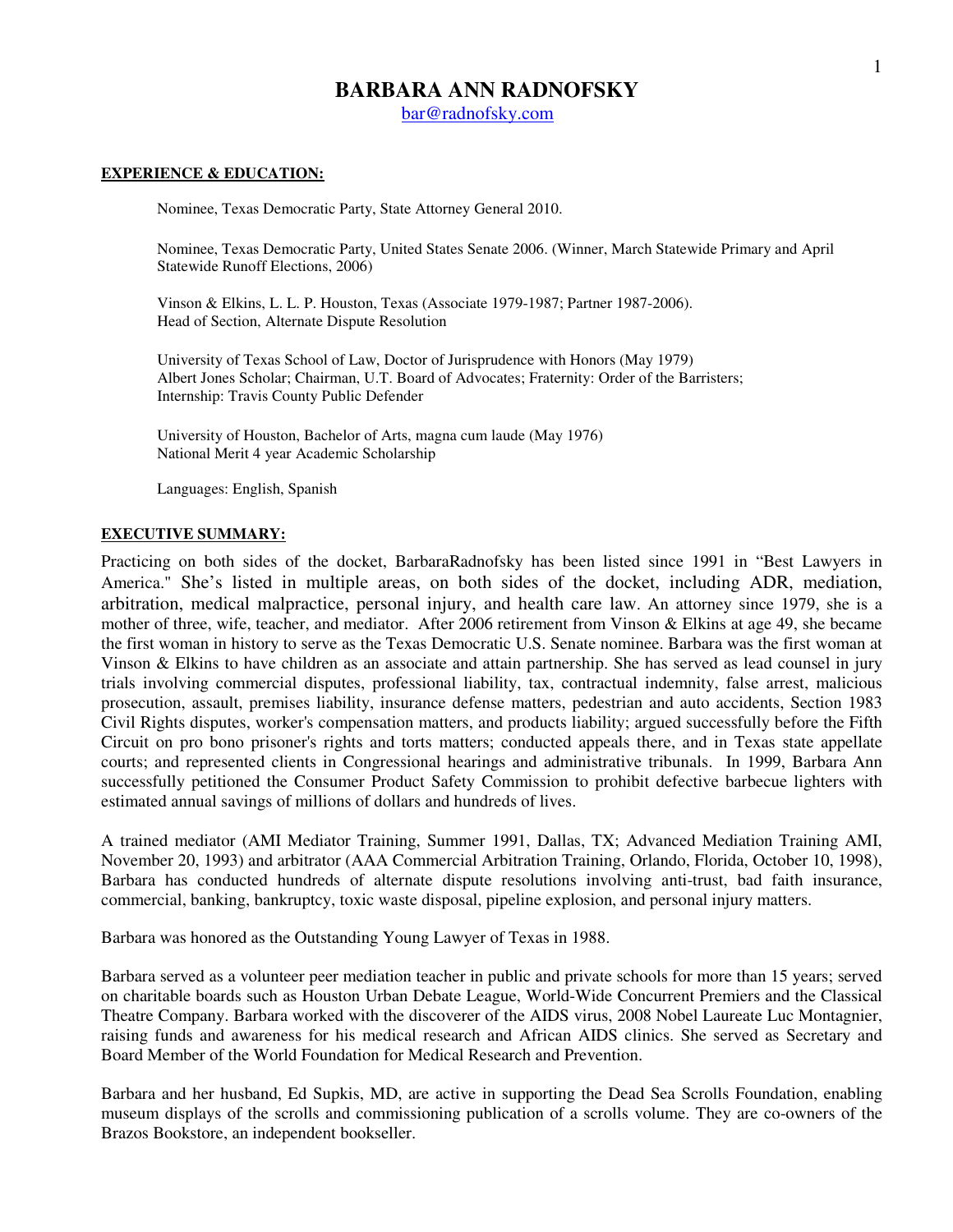# BARBARA ANN RADNOFSKY

bar@radnofsky.com

**EXPERIENCE & EDUCATION:**

Nominee, Texas Democratic Party, State Attorney General 2010.

Nominee, Texas Democratic Party, United States Senate 2006. (Winner, March Statewide Primary and April Statewide Runoff Elections, 2006)

Vinson & Elkins, L. L. P. Houston, Texas (Associate 1979-1987; Partner 1987-2006).
Head of Section, Alternate Dispute Resolution

University of Texas School of Law, Doctor of Jurisprudence with Honors (May 1979)
Albert Jones Scholar; Chairman, U.T. Board of Advocates; Fraternity: Order of the Barristers;
Internship: Travis County Public Defender

University of Houston, Bachelor of Arts, magna cum laude (May 1976)
National Merit 4 year Academic Scholarship

Languages: English, Spanish

**EXECUTIVE SUMMARY:**

Practicing on both sides of the docket, BarbaraRadnofsky has been listed since 1991 in "Best Lawyers in America." She's listed in multiple areas, on both sides of the docket, including ADR, mediation, arbitration, medical malpractice, personal injury, and health care law. An attorney since 1979, she is a mother of three, wife, teacher, and mediator. After 2006 retirement from Vinson & Elkins at age 49, she became the first woman in history to serve as the Texas Democratic U.S. Senate nominee. Barbara was the first woman at Vinson & Elkins to have children as an associate and attain partnership. She has served as lead counsel in jury trials involving commercial disputes, professional liability, tax, contractual indemnity, false arrest, malicious prosecution, assault, premises liability, insurance defense matters, pedestrian and auto accidents, Section 1983 Civil Rights disputes, worker's compensation matters, and products liability; argued successfully before the Fifth Circuit on pro bono prisoner's rights and torts matters; conducted appeals there, and in Texas state appellate courts; and represented clients in Congressional hearings and administrative tribunals. In 1999, Barbara Ann successfully petitioned the Consumer Product Safety Commission to prohibit defective barbecue lighters with estimated annual savings of millions of dollars and hundreds of lives.

A trained mediator (AMI Mediator Training, Summer 1991, Dallas, TX; Advanced Mediation Training AMI, November 20, 1993) and arbitrator (AAA Commercial Arbitration Training, Orlando, Florida, October 10, 1998), Barbara has conducted hundreds of alternate dispute resolutions involving anti-trust, bad faith insurance, commercial, banking, bankruptcy, toxic waste disposal, pipeline explosion, and personal injury matters.

Barbara was honored as the Outstanding Young Lawyer of Texas in 1988.

Barbara served as a volunteer peer mediation teacher in public and private schools for more than 15 years; served on charitable boards such as Houston Urban Debate League, World-Wide Concurrent Premiers and the Classical Theatre Company. Barbara worked with the discoverer of the AIDS virus, 2008 Nobel Laureate Luc Montagnier, raising funds and awareness for his medical research and African AIDS clinics. She served as Secretary and Board Member of the World Foundation for Medical Research and Prevention.

Barbara and her husband, Ed Supkis, MD, are active in supporting the Dead Sea Scrolls Foundation, enabling museum displays of the scrolls and commissioning publication of a scrolls volume. They are co-owners of the Brazos Bookstore, an independent bookseller.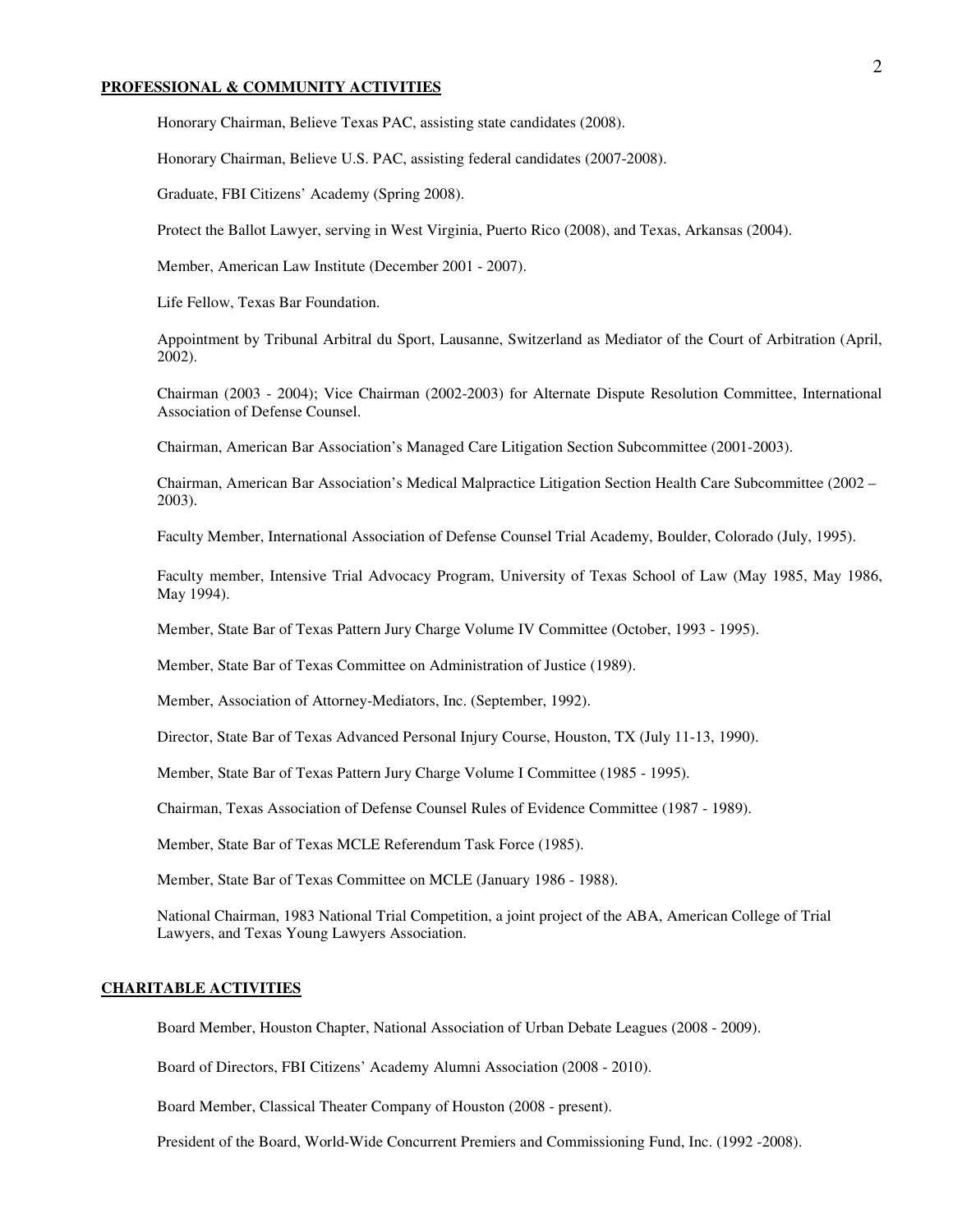## PROFESSIONAL & COMMUNITY ACTIVITIES

Honorary Chairman, Believe Texas PAC, assisting state candidates (2008).

Honorary Chairman, Believe U.S. PAC, assisting federal candidates (2007-2008).

Graduate, FBI Citizens' Academy (Spring 2008).

Protect the Ballot Lawyer, serving in West Virginia, Puerto Rico (2008), and Texas, Arkansas (2004).

Member, American Law Institute (December 2001 - 2007).

Life Fellow, Texas Bar Foundation.

Appointment by Tribunal Arbitral du Sport, Lausanne, Switzerland as Mediator of the Court of Arbitration (April, 2002).

Chairman (2003 - 2004); Vice Chairman (2002-2003) for Alternate Dispute Resolution Committee, International Association of Defense Counsel.

Chairman, American Bar Association's Managed Care Litigation Section Subcommittee (2001-2003).

Chairman, American Bar Association's Medical Malpractice Litigation Section Health Care Subcommittee (2002 – 2003).

Faculty Member, International Association of Defense Counsel Trial Academy, Boulder, Colorado (July, 1995).

Faculty member, Intensive Trial Advocacy Program, University of Texas School of Law (May 1985, May 1986, May 1994).

Member, State Bar of Texas Pattern Jury Charge Volume IV Committee (October, 1993 - 1995).

Member, State Bar of Texas Committee on Administration of Justice (1989).

Member, Association of Attorney-Mediators, Inc. (September, 1992).

Director, State Bar of Texas Advanced Personal Injury Course, Houston, TX (July 11-13, 1990).

Member, State Bar of Texas Pattern Jury Charge Volume I Committee (1985 - 1995).

Chairman, Texas Association of Defense Counsel Rules of Evidence Committee (1987 - 1989).

Member, State Bar of Texas MCLE Referendum Task Force (1985).

Member, State Bar of Texas Committee on MCLE (January 1986 - 1988).

National Chairman, 1983 National Trial Competition, a joint project of the ABA, American College of Trial Lawyers, and Texas Young Lawyers Association.

## CHARITABLE ACTIVITIES

Board Member, Houston Chapter, National Association of Urban Debate Leagues (2008 - 2009).

Board of Directors, FBI Citizens' Academy Alumni Association (2008 - 2010).

Board Member, Classical Theater Company of Houston (2008 - present).

President of the Board, World-Wide Concurrent Premiers and Commissioning Fund, Inc. (1992 -2008).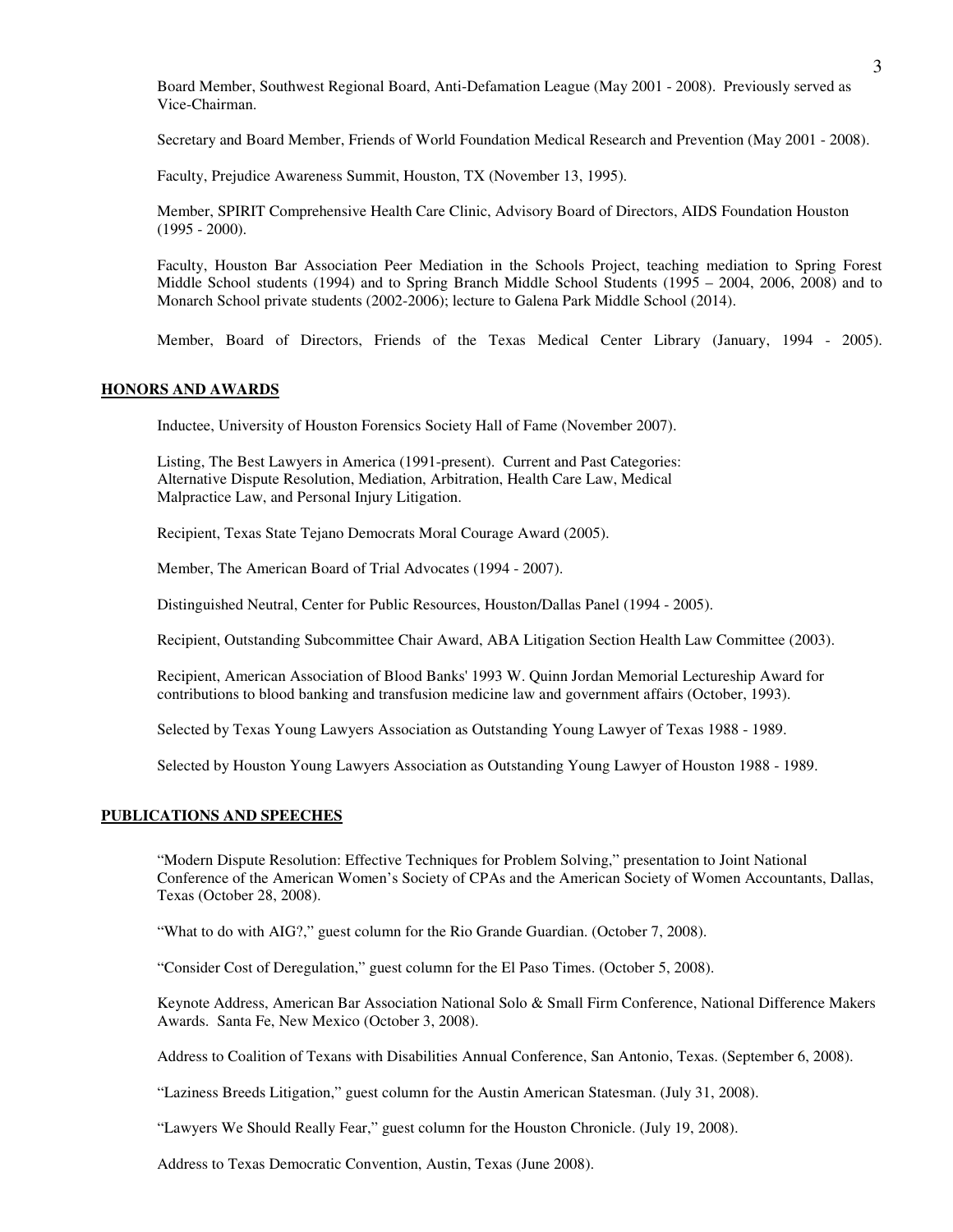Board Member, Southwest Regional Board, Anti-Defamation League (May 2001 - 2008). Previously served as Vice-Chairman.

Secretary and Board Member, Friends of World Foundation Medical Research and Prevention (May 2001 - 2008).

Faculty, Prejudice Awareness Summit, Houston, TX (November 13, 1995).

Member, SPIRIT Comprehensive Health Care Clinic, Advisory Board of Directors, AIDS Foundation Houston (1995 - 2000).

Faculty, Houston Bar Association Peer Mediation in the Schools Project, teaching mediation to Spring Forest Middle School students (1994) and to Spring Branch Middle School Students (1995 – 2004, 2006, 2008) and to Monarch School private students (2002-2006); lecture to Galena Park Middle School (2014).

Member, Board of Directors, Friends of the Texas Medical Center Library (January, 1994 - 2005).

## HONORS AND AWARDS

Inductee, University of Houston Forensics Society Hall of Fame (November 2007).

Listing, The Best Lawyers in America (1991-present). Current and Past Categories: Alternative Dispute Resolution, Mediation, Arbitration, Health Care Law, Medical Malpractice Law, and Personal Injury Litigation.

Recipient, Texas State Tejano Democrats Moral Courage Award (2005).

Member, The American Board of Trial Advocates (1994 - 2007).

Distinguished Neutral, Center for Public Resources, Houston/Dallas Panel (1994 - 2005).

Recipient, Outstanding Subcommittee Chair Award, ABA Litigation Section Health Law Committee (2003).

Recipient, American Association of Blood Banks' 1993 W. Quinn Jordan Memorial Lectureship Award for contributions to blood banking and transfusion medicine law and government affairs (October, 1993).

Selected by Texas Young Lawyers Association as Outstanding Young Lawyer of Texas 1988 - 1989.

Selected by Houston Young Lawyers Association as Outstanding Young Lawyer of Houston 1988 - 1989.

## PUBLICATIONS AND SPEECHES

"Modern Dispute Resolution: Effective Techniques for Problem Solving," presentation to Joint National Conference of the American Women's Society of CPAs and the American Society of Women Accountants, Dallas, Texas (October 28, 2008).

"What to do with AIG?," guest column for the Rio Grande Guardian. (October 7, 2008).

"Consider Cost of Deregulation," guest column for the El Paso Times. (October 5, 2008).

Keynote Address, American Bar Association National Solo & Small Firm Conference, National Difference Makers Awards. Santa Fe, New Mexico (October 3, 2008).

Address to Coalition of Texans with Disabilities Annual Conference, San Antonio, Texas. (September 6, 2008).

"Laziness Breeds Litigation," guest column for the Austin American Statesman. (July 31, 2008).

"Lawyers We Should Really Fear," guest column for the Houston Chronicle. (July 19, 2008).

Address to Texas Democratic Convention, Austin, Texas (June 2008).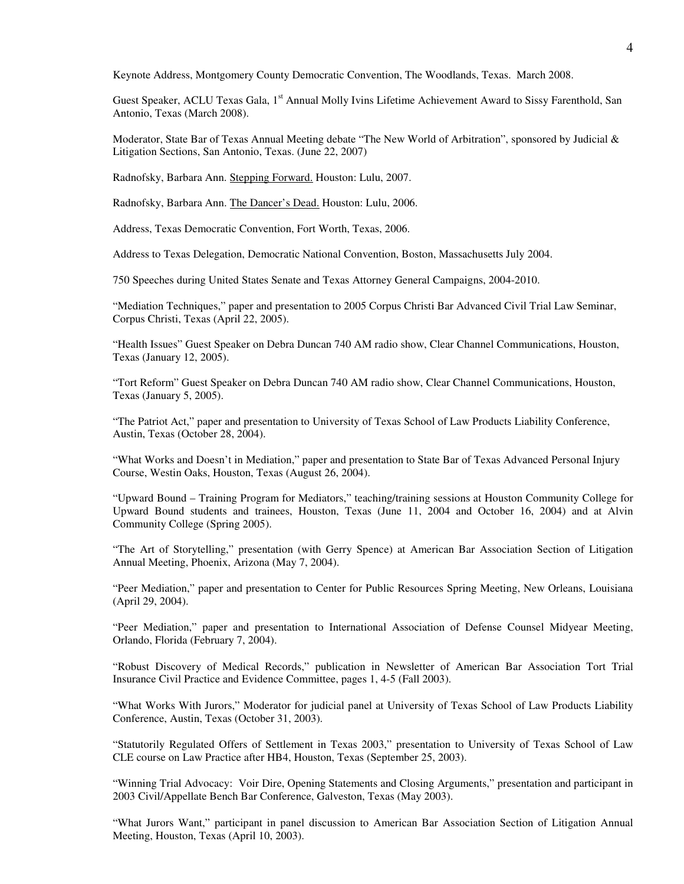Keynote Address, Montgomery County Democratic Convention, The Woodlands, Texas. March 2008.

Guest Speaker, ACLU Texas Gala, 1st Annual Molly Ivins Lifetime Achievement Award to Sissy Farenthold, San Antonio, Texas (March 2008).

Moderator, State Bar of Texas Annual Meeting debate "The New World of Arbitration", sponsored by Judicial & Litigation Sections, San Antonio, Texas. (June 22, 2007)

Radnofsky, Barbara Ann. Stepping Forward. Houston: Lulu, 2007.

Radnofsky, Barbara Ann. The Dancer's Dead. Houston: Lulu, 2006.

Address, Texas Democratic Convention, Fort Worth, Texas, 2006.

Address to Texas Delegation, Democratic National Convention, Boston, Massachusetts July 2004.

750 Speeches during United States Senate and Texas Attorney General Campaigns, 2004-2010.

"Mediation Techniques," paper and presentation to 2005 Corpus Christi Bar Advanced Civil Trial Law Seminar, Corpus Christi, Texas (April 22, 2005).

"Health Issues" Guest Speaker on Debra Duncan 740 AM radio show, Clear Channel Communications, Houston, Texas (January 12, 2005).

"Tort Reform" Guest Speaker on Debra Duncan 740 AM radio show, Clear Channel Communications, Houston, Texas (January 5, 2005).

"The Patriot Act," paper and presentation to University of Texas School of Law Products Liability Conference, Austin, Texas (October 28, 2004).

"What Works and Doesn't in Mediation," paper and presentation to State Bar of Texas Advanced Personal Injury Course, Westin Oaks, Houston, Texas (August 26, 2004).

"Upward Bound – Training Program for Mediators," teaching/training sessions at Houston Community College for Upward Bound students and trainees, Houston, Texas (June 11, 2004 and October 16, 2004) and at Alvin Community College (Spring 2005).

"The Art of Storytelling," presentation (with Gerry Spence) at American Bar Association Section of Litigation Annual Meeting, Phoenix, Arizona (May 7, 2004).

"Peer Mediation," paper and presentation to Center for Public Resources Spring Meeting, New Orleans, Louisiana (April 29, 2004).

"Peer Mediation," paper and presentation to International Association of Defense Counsel Midyear Meeting, Orlando, Florida (February 7, 2004).

"Robust Discovery of Medical Records," publication in Newsletter of American Bar Association Tort Trial Insurance Civil Practice and Evidence Committee, pages 1, 4-5 (Fall 2003).

"What Works With Jurors," Moderator for judicial panel at University of Texas School of Law Products Liability Conference, Austin, Texas (October 31, 2003).

"Statutorily Regulated Offers of Settlement in Texas 2003," presentation to University of Texas School of Law CLE course on Law Practice after HB4, Houston, Texas (September 25, 2003).

"Winning Trial Advocacy: Voir Dire, Opening Statements and Closing Arguments," presentation and participant in 2003 Civil/Appellate Bench Bar Conference, Galveston, Texas (May 2003).

"What Jurors Want," participant in panel discussion to American Bar Association Section of Litigation Annual Meeting, Houston, Texas (April 10, 2003).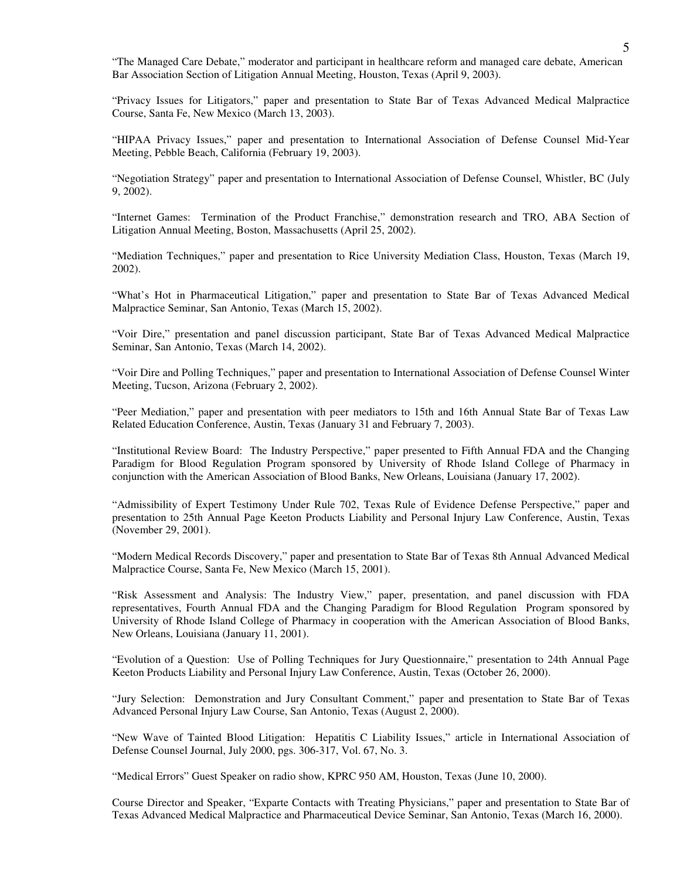"The Managed Care Debate," moderator and participant in healthcare reform and managed care debate, American Bar Association Section of Litigation Annual Meeting, Houston, Texas (April 9, 2003).

"Privacy Issues for Litigators," paper and presentation to State Bar of Texas Advanced Medical Malpractice Course, Santa Fe, New Mexico (March 13, 2003).

"HIPAA Privacy Issues," paper and presentation to International Association of Defense Counsel Mid-Year Meeting, Pebble Beach, California (February 19, 2003).

"Negotiation Strategy" paper and presentation to International Association of Defense Counsel, Whistler, BC (July 9, 2002).

"Internet Games: Termination of the Product Franchise," demonstration research and TRO, ABA Section of Litigation Annual Meeting, Boston, Massachusetts (April 25, 2002).

"Mediation Techniques," paper and presentation to Rice University Mediation Class, Houston, Texas (March 19, 2002).

"What's Hot in Pharmaceutical Litigation," paper and presentation to State Bar of Texas Advanced Medical Malpractice Seminar, San Antonio, Texas (March 15, 2002).

"Voir Dire," presentation and panel discussion participant, State Bar of Texas Advanced Medical Malpractice Seminar, San Antonio, Texas (March 14, 2002).

"Voir Dire and Polling Techniques," paper and presentation to International Association of Defense Counsel Winter Meeting, Tucson, Arizona (February 2, 2002).

"Peer Mediation," paper and presentation with peer mediators to 15th and 16th Annual State Bar of Texas Law Related Education Conference, Austin, Texas (January 31 and February 7, 2003).

"Institutional Review Board: The Industry Perspective," paper presented to Fifth Annual FDA and the Changing Paradigm for Blood Regulation Program sponsored by University of Rhode Island College of Pharmacy in conjunction with the American Association of Blood Banks, New Orleans, Louisiana (January 17, 2002).

"Admissibility of Expert Testimony Under Rule 702, Texas Rule of Evidence Defense Perspective," paper and presentation to 25th Annual Page Keeton Products Liability and Personal Injury Law Conference, Austin, Texas (November 29, 2001).

"Modern Medical Records Discovery," paper and presentation to State Bar of Texas 8th Annual Advanced Medical Malpractice Course, Santa Fe, New Mexico (March 15, 2001).

"Risk Assessment and Analysis: The Industry View," paper, presentation, and panel discussion with FDA representatives, Fourth Annual FDA and the Changing Paradigm for Blood Regulation Program sponsored by University of Rhode Island College of Pharmacy in cooperation with the American Association of Blood Banks, New Orleans, Louisiana (January 11, 2001).

"Evolution of a Question: Use of Polling Techniques for Jury Questionnaire," presentation to 24th Annual Page Keeton Products Liability and Personal Injury Law Conference, Austin, Texas (October 26, 2000).

"Jury Selection: Demonstration and Jury Consultant Comment," paper and presentation to State Bar of Texas Advanced Personal Injury Law Course, San Antonio, Texas (August 2, 2000).

"New Wave of Tainted Blood Litigation: Hepatitis C Liability Issues," article in International Association of Defense Counsel Journal, July 2000, pgs. 306-317, Vol. 67, No. 3.

"Medical Errors" Guest Speaker on radio show, KPRC 950 AM, Houston, Texas (June 10, 2000).

Course Director and Speaker, "Exparte Contacts with Treating Physicians," paper and presentation to State Bar of Texas Advanced Medical Malpractice and Pharmaceutical Device Seminar, San Antonio, Texas (March 16, 2000).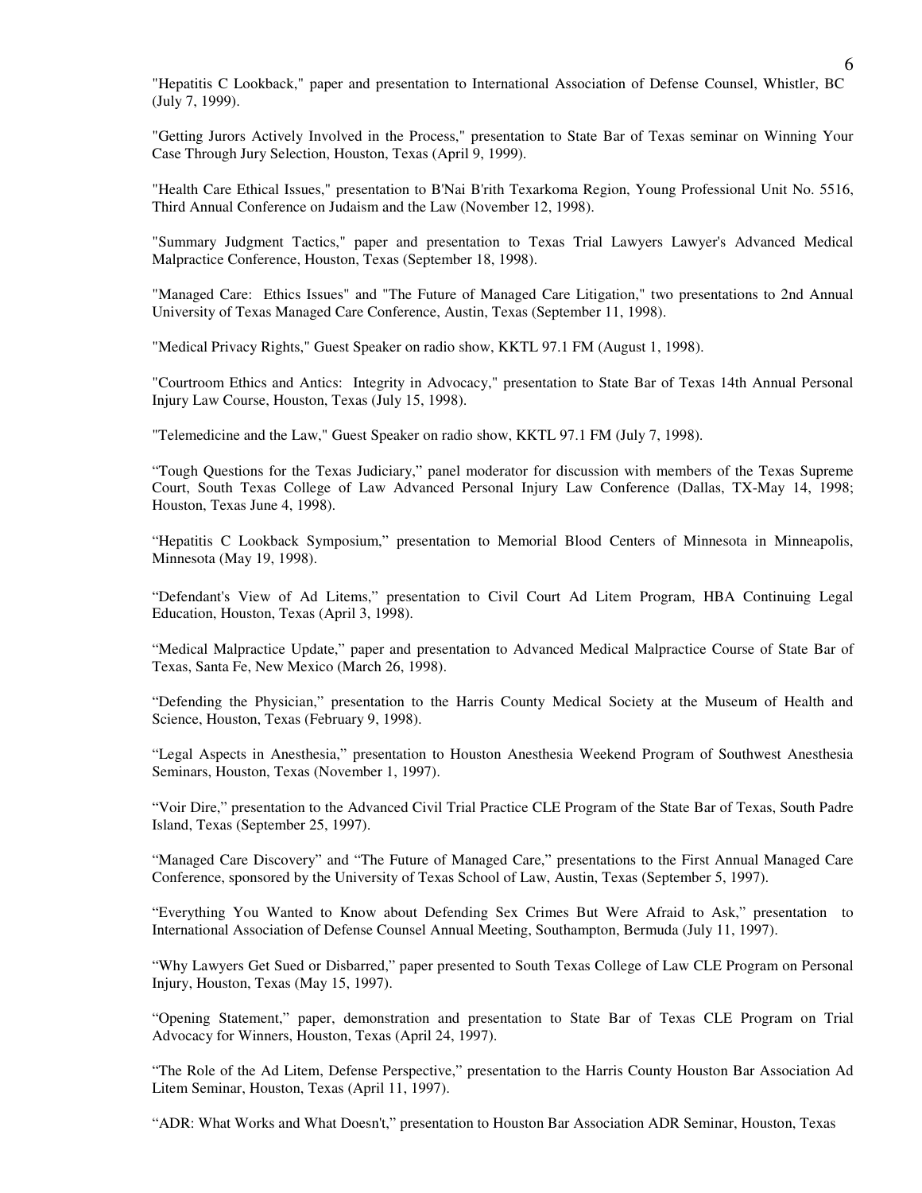"Hepatitis C Lookback," paper and presentation to International Association of Defense Counsel, Whistler, BC (July 7, 1999).

"Getting Jurors Actively Involved in the Process," presentation to State Bar of Texas seminar on Winning Your Case Through Jury Selection, Houston, Texas (April 9, 1999).

"Health Care Ethical Issues," presentation to B'Nai B'rith Texarkoma Region, Young Professional Unit No. 5516, Third Annual Conference on Judaism and the Law (November 12, 1998).

"Summary Judgment Tactics," paper and presentation to Texas Trial Lawyers Lawyer's Advanced Medical Malpractice Conference, Houston, Texas (September 18, 1998).

"Managed Care: Ethics Issues" and "The Future of Managed Care Litigation," two presentations to 2nd Annual University of Texas Managed Care Conference, Austin, Texas (September 11, 1998).

"Medical Privacy Rights," Guest Speaker on radio show, KKTL 97.1 FM (August 1, 1998).

"Courtroom Ethics and Antics: Integrity in Advocacy," presentation to State Bar of Texas 14th Annual Personal Injury Law Course, Houston, Texas (July 15, 1998).

"Telemedicine and the Law," Guest Speaker on radio show, KKTL 97.1 FM (July 7, 1998).

"Tough Questions for the Texas Judiciary," panel moderator for discussion with members of the Texas Supreme Court, South Texas College of Law Advanced Personal Injury Law Conference (Dallas, TX-May 14, 1998; Houston, Texas June 4, 1998).

"Hepatitis C Lookback Symposium," presentation to Memorial Blood Centers of Minnesota in Minneapolis, Minnesota (May 19, 1998).

"Defendant's View of Ad Litems," presentation to Civil Court Ad Litem Program, HBA Continuing Legal Education, Houston, Texas (April 3, 1998).

"Medical Malpractice Update," paper and presentation to Advanced Medical Malpractice Course of State Bar of Texas, Santa Fe, New Mexico (March 26, 1998).

"Defending the Physician," presentation to the Harris County Medical Society at the Museum of Health and Science, Houston, Texas (February 9, 1998).

"Legal Aspects in Anesthesia," presentation to Houston Anesthesia Weekend Program of Southwest Anesthesia Seminars, Houston, Texas (November 1, 1997).

"Voir Dire," presentation to the Advanced Civil Trial Practice CLE Program of the State Bar of Texas, South Padre Island, Texas (September 25, 1997).

"Managed Care Discovery" and "The Future of Managed Care," presentations to the First Annual Managed Care Conference, sponsored by the University of Texas School of Law, Austin, Texas (September 5, 1997).

"Everything You Wanted to Know about Defending Sex Crimes But Were Afraid to Ask," presentation to International Association of Defense Counsel Annual Meeting, Southampton, Bermuda (July 11, 1997).

"Why Lawyers Get Sued or Disbarred," paper presented to South Texas College of Law CLE Program on Personal Injury, Houston, Texas (May 15, 1997).

"Opening Statement," paper, demonstration and presentation to State Bar of Texas CLE Program on Trial Advocacy for Winners, Houston, Texas (April 24, 1997).

"The Role of the Ad Litem, Defense Perspective," presentation to the Harris County Houston Bar Association Ad Litem Seminar, Houston, Texas (April 11, 1997).

"ADR: What Works and What Doesn't," presentation to Houston Bar Association ADR Seminar, Houston, Texas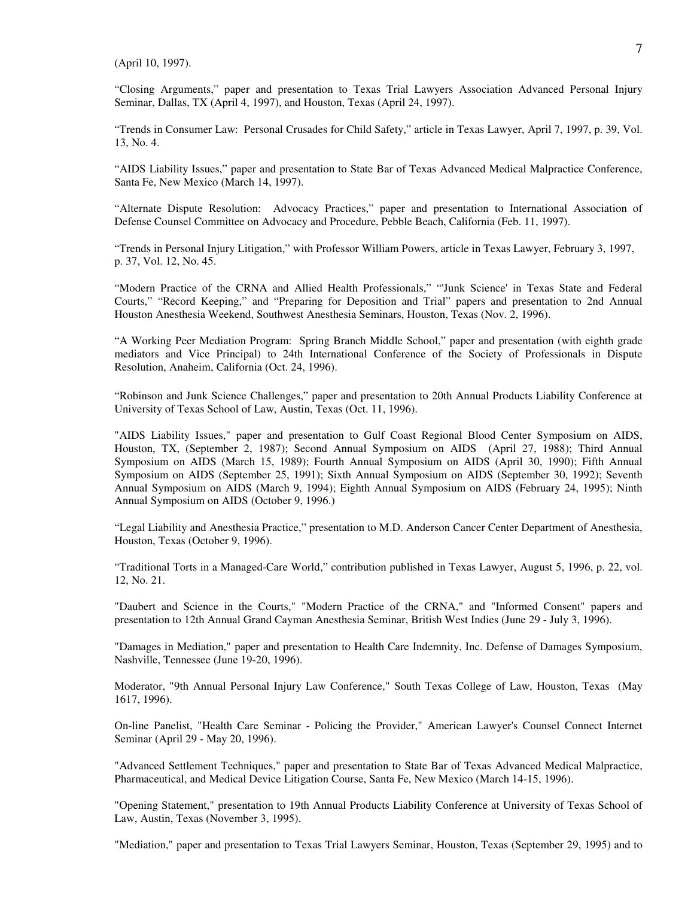(April 10, 1997).

“Closing Arguments,” paper and presentation to Texas Trial Lawyers Association Advanced Personal Injury Seminar, Dallas, TX (April 4, 1997), and Houston, Texas (April 24, 1997).

“Trends in Consumer Law: Personal Crusades for Child Safety,” article in Texas Lawyer, April 7, 1997, p. 39, Vol. 13, No. 4.

“AIDS Liability Issues,” paper and presentation to State Bar of Texas Advanced Medical Malpractice Conference, Santa Fe, New Mexico (March 14, 1997).

“Alternate Dispute Resolution: Advocacy Practices,” paper and presentation to International Association of Defense Counsel Committee on Advocacy and Procedure, Pebble Beach, California (Feb. 11, 1997).

“Trends in Personal Injury Litigation,” with Professor William Powers, article in Texas Lawyer, February 3, 1997, p. 37, Vol. 12, No. 45.

“Modern Practice of the CRNA and Allied Health Professionals,” “'Junk Science' in Texas State and Federal Courts,” “Record Keeping,” and “Preparing for Deposition and Trial” papers and presentation to 2nd Annual Houston Anesthesia Weekend, Southwest Anesthesia Seminars, Houston, Texas (Nov. 2, 1996).

“A Working Peer Mediation Program: Spring Branch Middle School,” paper and presentation (with eighth grade mediators and Vice Principal) to 24th International Conference of the Society of Professionals in Dispute Resolution, Anaheim, California (Oct. 24, 1996).

“Robinson and Junk Science Challenges,” paper and presentation to 20th Annual Products Liability Conference at University of Texas School of Law, Austin, Texas (Oct. 11, 1996).

"AIDS Liability Issues," paper and presentation to Gulf Coast Regional Blood Center Symposium on AIDS, Houston, TX, (September 2, 1987); Second Annual Symposium on AIDS (April 27, 1988); Third Annual Symposium on AIDS (March 15, 1989); Fourth Annual Symposium on AIDS (April 30, 1990); Fifth Annual Symposium on AIDS (September 25, 1991); Sixth Annual Symposium on AIDS (September 30, 1992); Seventh Annual Symposium on AIDS (March 9, 1994); Eighth Annual Symposium on AIDS (February 24, 1995); Ninth Annual Symposium on AIDS (October 9, 1996.)

“Legal Liability and Anesthesia Practice,” presentation to M.D. Anderson Cancer Center Department of Anesthesia, Houston, Texas (October 9, 1996).

“Traditional Torts in a Managed-Care World,” contribution published in Texas Lawyer, August 5, 1996, p. 22, vol. 12, No. 21.

"Daubert and Science in the Courts," "Modern Practice of the CRNA," and "Informed Consent" papers and presentation to 12th Annual Grand Cayman Anesthesia Seminar, British West Indies (June 29 - July 3, 1996).

"Damages in Mediation," paper and presentation to Health Care Indemnity, Inc. Defense of Damages Symposium, Nashville, Tennessee (June 19-20, 1996).

Moderator, "9th Annual Personal Injury Law Conference," South Texas College of Law, Houston, Texas (May 1617, 1996).

On-line Panelist, "Health Care Seminar - Policing the Provider," American Lawyer's Counsel Connect Internet Seminar (April 29 - May 20, 1996).

"Advanced Settlement Techniques," paper and presentation to State Bar of Texas Advanced Medical Malpractice, Pharmaceutical, and Medical Device Litigation Course, Santa Fe, New Mexico (March 14-15, 1996).

"Opening Statement," presentation to 19th Annual Products Liability Conference at University of Texas School of Law, Austin, Texas (November 3, 1995).

"Mediation," paper and presentation to Texas Trial Lawyers Seminar, Houston, Texas (September 29, 1995) and to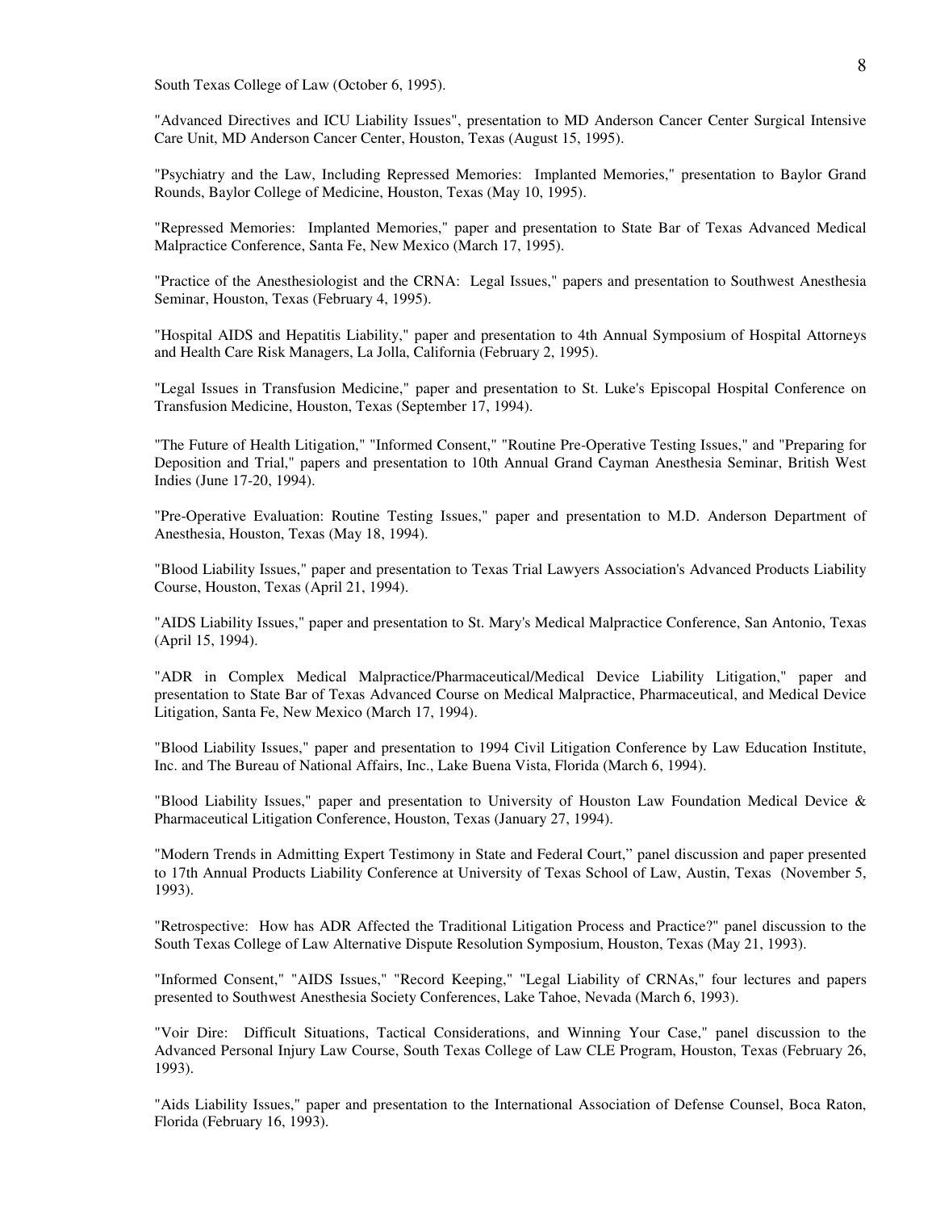South Texas College of Law (October 6, 1995).

"Advanced Directives and ICU Liability Issues", presentation to MD Anderson Cancer Center Surgical Intensive Care Unit, MD Anderson Cancer Center, Houston, Texas (August 15, 1995).

"Psychiatry and the Law, Including Repressed Memories: Implanted Memories," presentation to Baylor Grand Rounds, Baylor College of Medicine, Houston, Texas (May 10, 1995).

"Repressed Memories: Implanted Memories," paper and presentation to State Bar of Texas Advanced Medical Malpractice Conference, Santa Fe, New Mexico (March 17, 1995).

"Practice of the Anesthesiologist and the CRNA: Legal Issues," papers and presentation to Southwest Anesthesia Seminar, Houston, Texas (February 4, 1995).

"Hospital AIDS and Hepatitis Liability," paper and presentation to 4th Annual Symposium of Hospital Attorneys and Health Care Risk Managers, La Jolla, California (February 2, 1995).

"Legal Issues in Transfusion Medicine," paper and presentation to St. Luke's Episcopal Hospital Conference on Transfusion Medicine, Houston, Texas (September 17, 1994).

"The Future of Health Litigation," "Informed Consent," "Routine Pre-Operative Testing Issues," and "Preparing for Deposition and Trial," papers and presentation to 10th Annual Grand Cayman Anesthesia Seminar, British West Indies (June 17-20, 1994).

"Pre-Operative Evaluation: Routine Testing Issues," paper and presentation to M.D. Anderson Department of Anesthesia, Houston, Texas (May 18, 1994).

"Blood Liability Issues," paper and presentation to Texas Trial Lawyers Association's Advanced Products Liability Course, Houston, Texas (April 21, 1994).

"AIDS Liability Issues," paper and presentation to St. Mary's Medical Malpractice Conference, San Antonio, Texas (April 15, 1994).

"ADR in Complex Medical Malpractice/Pharmaceutical/Medical Device Liability Litigation," paper and presentation to State Bar of Texas Advanced Course on Medical Malpractice, Pharmaceutical, and Medical Device Litigation, Santa Fe, New Mexico (March 17, 1994).

"Blood Liability Issues," paper and presentation to 1994 Civil Litigation Conference by Law Education Institute, Inc. and The Bureau of National Affairs, Inc., Lake Buena Vista, Florida (March 6, 1994).

"Blood Liability Issues," paper and presentation to University of Houston Law Foundation Medical Device & Pharmaceutical Litigation Conference, Houston, Texas (January 27, 1994).

"Modern Trends in Admitting Expert Testimony in State and Federal Court," panel discussion and paper presented to 17th Annual Products Liability Conference at University of Texas School of Law, Austin, Texas (November 5, 1993).

"Retrospective: How has ADR Affected the Traditional Litigation Process and Practice?" panel discussion to the South Texas College of Law Alternative Dispute Resolution Symposium, Houston, Texas (May 21, 1993).

"Informed Consent," "AIDS Issues," "Record Keeping," "Legal Liability of CRNAs," four lectures and papers presented to Southwest Anesthesia Society Conferences, Lake Tahoe, Nevada (March 6, 1993).

"Voir Dire: Difficult Situations, Tactical Considerations, and Winning Your Case," panel discussion to the Advanced Personal Injury Law Course, South Texas College of Law CLE Program, Houston, Texas (February 26, 1993).

"Aids Liability Issues," paper and presentation to the International Association of Defense Counsel, Boca Raton, Florida (February 16, 1993).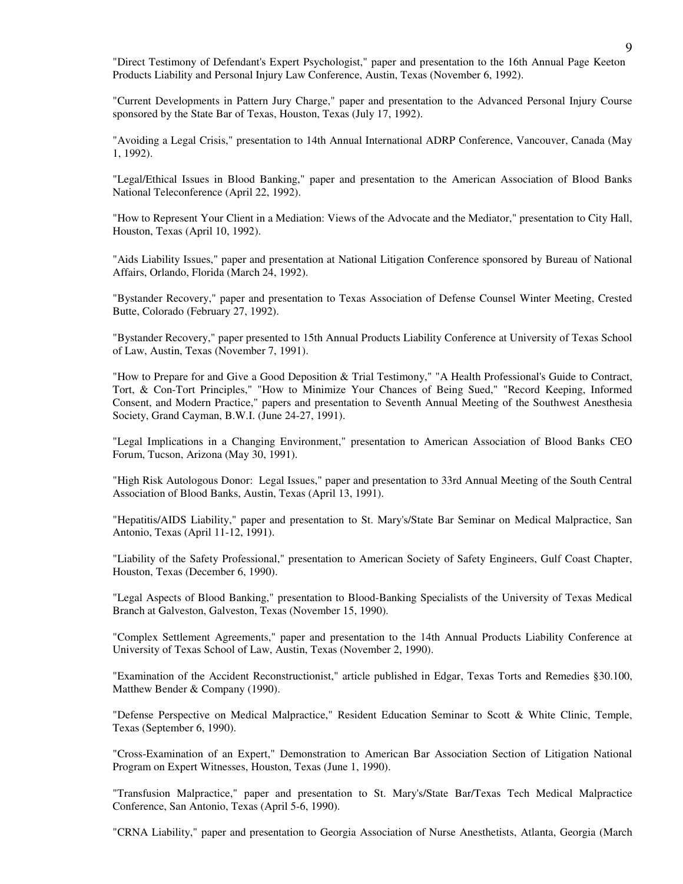"Direct Testimony of Defendant's Expert Psychologist," paper and presentation to the 16th Annual Page Keeton Products Liability and Personal Injury Law Conference, Austin, Texas (November 6, 1992).

"Current Developments in Pattern Jury Charge," paper and presentation to the Advanced Personal Injury Course sponsored by the State Bar of Texas, Houston, Texas (July 17, 1992).

"Avoiding a Legal Crisis," presentation to 14th Annual International ADRP Conference, Vancouver, Canada (May 1, 1992).

"Legal/Ethical Issues in Blood Banking," paper and presentation to the American Association of Blood Banks National Teleconference (April 22, 1992).

"How to Represent Your Client in a Mediation: Views of the Advocate and the Mediator," presentation to City Hall, Houston, Texas (April 10, 1992).

"Aids Liability Issues," paper and presentation at National Litigation Conference sponsored by Bureau of National Affairs, Orlando, Florida (March 24, 1992).

"Bystander Recovery," paper and presentation to Texas Association of Defense Counsel Winter Meeting, Crested Butte, Colorado (February 27, 1992).

"Bystander Recovery," paper presented to 15th Annual Products Liability Conference at University of Texas School of Law, Austin, Texas (November 7, 1991).

"How to Prepare for and Give a Good Deposition & Trial Testimony," "A Health Professional's Guide to Contract, Tort, & Con-Tort Principles," "How to Minimize Your Chances of Being Sued," "Record Keeping, Informed Consent, and Modern Practice," papers and presentation to Seventh Annual Meeting of the Southwest Anesthesia Society, Grand Cayman, B.W.I. (June 24-27, 1991).

"Legal Implications in a Changing Environment," presentation to American Association of Blood Banks CEO Forum, Tucson, Arizona (May 30, 1991).

"High Risk Autologous Donor: Legal Issues," paper and presentation to 33rd Annual Meeting of the South Central Association of Blood Banks, Austin, Texas (April 13, 1991).

"Hepatitis/AIDS Liability," paper and presentation to St. Mary's/State Bar Seminar on Medical Malpractice, San Antonio, Texas (April 11-12, 1991).

"Liability of the Safety Professional," presentation to American Society of Safety Engineers, Gulf Coast Chapter, Houston, Texas (December 6, 1990).

"Legal Aspects of Blood Banking," presentation to Blood-Banking Specialists of the University of Texas Medical Branch at Galveston, Galveston, Texas (November 15, 1990).

"Complex Settlement Agreements," paper and presentation to the 14th Annual Products Liability Conference at University of Texas School of Law, Austin, Texas (November 2, 1990).

"Examination of the Accident Reconstructionist," article published in Edgar, Texas Torts and Remedies §30.100, Matthew Bender & Company (1990).

"Defense Perspective on Medical Malpractice," Resident Education Seminar to Scott & White Clinic, Temple, Texas (September 6, 1990).

"Cross-Examination of an Expert," Demonstration to American Bar Association Section of Litigation National Program on Expert Witnesses, Houston, Texas (June 1, 1990).

"Transfusion Malpractice," paper and presentation to St. Mary's/State Bar/Texas Tech Medical Malpractice Conference, San Antonio, Texas (April 5-6, 1990).

"CRNA Liability," paper and presentation to Georgia Association of Nurse Anesthetists, Atlanta, Georgia (March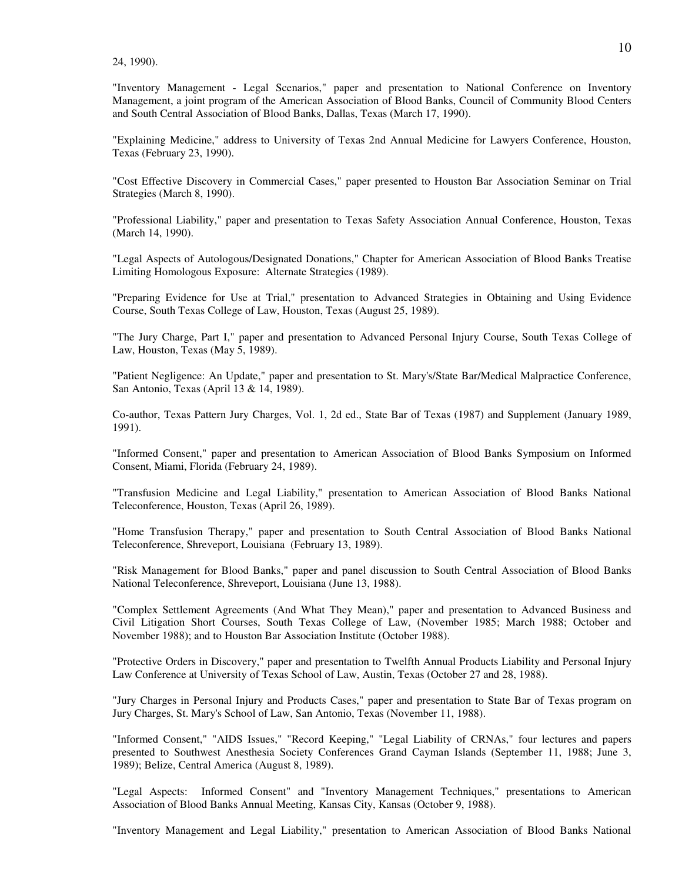24, 1990).

"Inventory Management - Legal Scenarios," paper and presentation to National Conference on Inventory Management, a joint program of the American Association of Blood Banks, Council of Community Blood Centers and South Central Association of Blood Banks, Dallas, Texas (March 17, 1990).

"Explaining Medicine," address to University of Texas 2nd Annual Medicine for Lawyers Conference, Houston, Texas (February 23, 1990).

"Cost Effective Discovery in Commercial Cases," paper presented to Houston Bar Association Seminar on Trial Strategies (March 8, 1990).

"Professional Liability," paper and presentation to Texas Safety Association Annual Conference, Houston, Texas (March 14, 1990).

"Legal Aspects of Autologous/Designated Donations," Chapter for American Association of Blood Banks Treatise Limiting Homologous Exposure: Alternate Strategies (1989).

"Preparing Evidence for Use at Trial," presentation to Advanced Strategies in Obtaining and Using Evidence Course, South Texas College of Law, Houston, Texas (August 25, 1989).

"The Jury Charge, Part I," paper and presentation to Advanced Personal Injury Course, South Texas College of Law, Houston, Texas (May 5, 1989).

"Patient Negligence: An Update," paper and presentation to St. Mary's/State Bar/Medical Malpractice Conference, San Antonio, Texas (April 13 & 14, 1989).

Co-author, Texas Pattern Jury Charges, Vol. 1, 2d ed., State Bar of Texas (1987) and Supplement (January 1989, 1991).

"Informed Consent," paper and presentation to American Association of Blood Banks Symposium on Informed Consent, Miami, Florida (February 24, 1989).

"Transfusion Medicine and Legal Liability," presentation to American Association of Blood Banks National Teleconference, Houston, Texas (April 26, 1989).

"Home Transfusion Therapy," paper and presentation to South Central Association of Blood Banks National Teleconference, Shreveport, Louisiana (February 13, 1989).

"Risk Management for Blood Banks," paper and panel discussion to South Central Association of Blood Banks National Teleconference, Shreveport, Louisiana (June 13, 1988).

"Complex Settlement Agreements (And What They Mean)," paper and presentation to Advanced Business and Civil Litigation Short Courses, South Texas College of Law, (November 1985; March 1988; October and November 1988); and to Houston Bar Association Institute (October 1988).

"Protective Orders in Discovery," paper and presentation to Twelfth Annual Products Liability and Personal Injury Law Conference at University of Texas School of Law, Austin, Texas (October 27 and 28, 1988).

"Jury Charges in Personal Injury and Products Cases," paper and presentation to State Bar of Texas program on Jury Charges, St. Mary's School of Law, San Antonio, Texas (November 11, 1988).

"Informed Consent," "AIDS Issues," "Record Keeping," "Legal Liability of CRNAs," four lectures and papers presented to Southwest Anesthesia Society Conferences Grand Cayman Islands (September 11, 1988; June 3, 1989); Belize, Central America (August 8, 1989).

"Legal Aspects: Informed Consent" and "Inventory Management Techniques," presentations to American Association of Blood Banks Annual Meeting, Kansas City, Kansas (October 9, 1988).

"Inventory Management and Legal Liability," presentation to American Association of Blood Banks National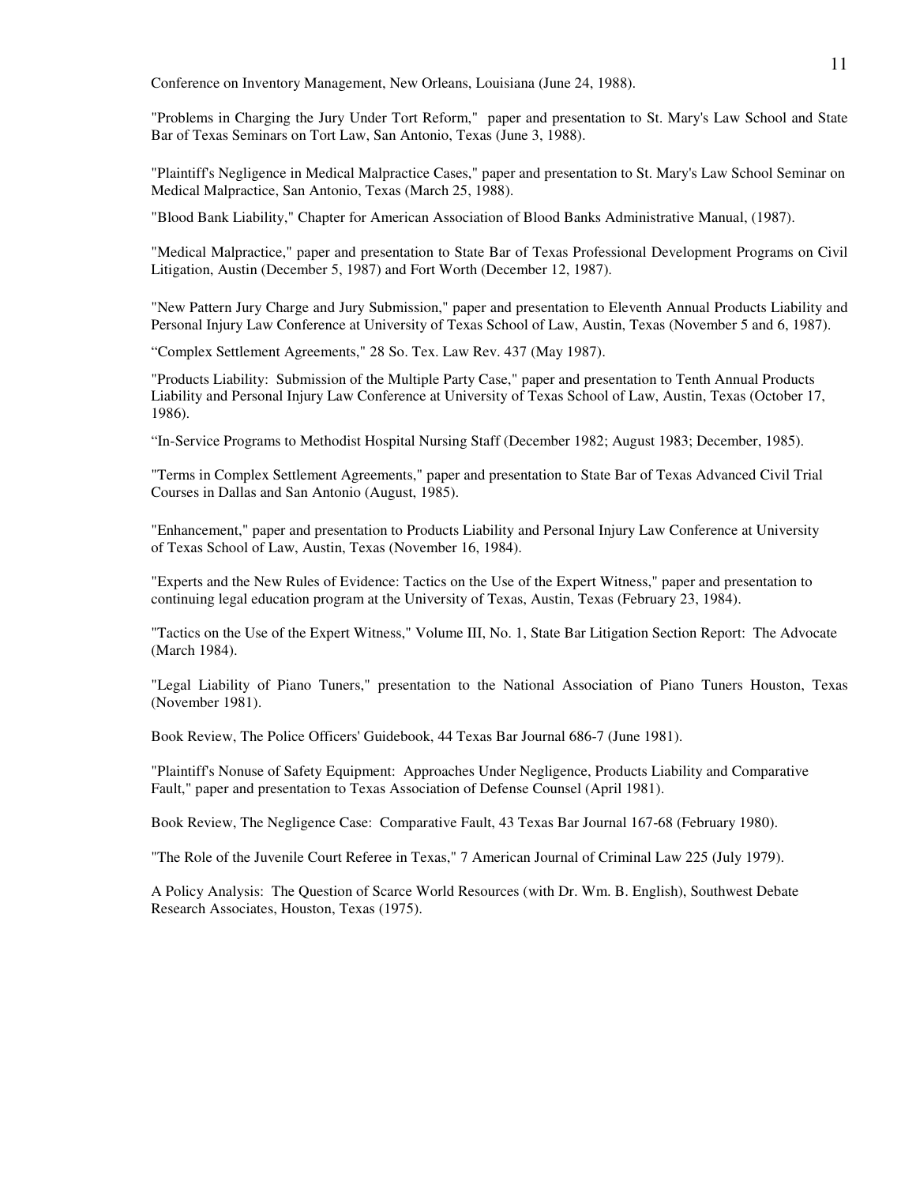Conference on Inventory Management, New Orleans, Louisiana (June 24, 1988).

"Problems in Charging the Jury Under Tort Reform," paper and presentation to St. Mary's Law School and State Bar of Texas Seminars on Tort Law, San Antonio, Texas (June 3, 1988).

"Plaintiff's Negligence in Medical Malpractice Cases," paper and presentation to St. Mary's Law School Seminar on Medical Malpractice, San Antonio, Texas (March 25, 1988).

"Blood Bank Liability," Chapter for American Association of Blood Banks Administrative Manual, (1987).

"Medical Malpractice," paper and presentation to State Bar of Texas Professional Development Programs on Civil Litigation, Austin (December 5, 1987) and Fort Worth (December 12, 1987).

"New Pattern Jury Charge and Jury Submission," paper and presentation to Eleventh Annual Products Liability and Personal Injury Law Conference at University of Texas School of Law, Austin, Texas (November 5 and 6, 1987).

"Complex Settlement Agreements," 28 So. Tex. Law Rev. 437 (May 1987).

"Products Liability: Submission of the Multiple Party Case," paper and presentation to Tenth Annual Products Liability and Personal Injury Law Conference at University of Texas School of Law, Austin, Texas (October 17, 1986).

"In-Service Programs to Methodist Hospital Nursing Staff (December 1982; August 1983; December, 1985).

"Terms in Complex Settlement Agreements," paper and presentation to State Bar of Texas Advanced Civil Trial Courses in Dallas and San Antonio (August, 1985).

"Enhancement," paper and presentation to Products Liability and Personal Injury Law Conference at University of Texas School of Law, Austin, Texas (November 16, 1984).

"Experts and the New Rules of Evidence: Tactics on the Use of the Expert Witness," paper and presentation to continuing legal education program at the University of Texas, Austin, Texas (February 23, 1984).

"Tactics on the Use of the Expert Witness," Volume III, No. 1, State Bar Litigation Section Report: The Advocate (March 1984).

"Legal Liability of Piano Tuners," presentation to the National Association of Piano Tuners Houston, Texas (November 1981).

Book Review, The Police Officers' Guidebook, 44 Texas Bar Journal 686-7 (June 1981).

"Plaintiff's Nonuse of Safety Equipment: Approaches Under Negligence, Products Liability and Comparative Fault," paper and presentation to Texas Association of Defense Counsel (April 1981).

Book Review, The Negligence Case: Comparative Fault, 43 Texas Bar Journal 167-68 (February 1980).

"The Role of the Juvenile Court Referee in Texas," 7 American Journal of Criminal Law 225 (July 1979).

A Policy Analysis: The Question of Scarce World Resources (with Dr. Wm. B. English), Southwest Debate Research Associates, Houston, Texas (1975).